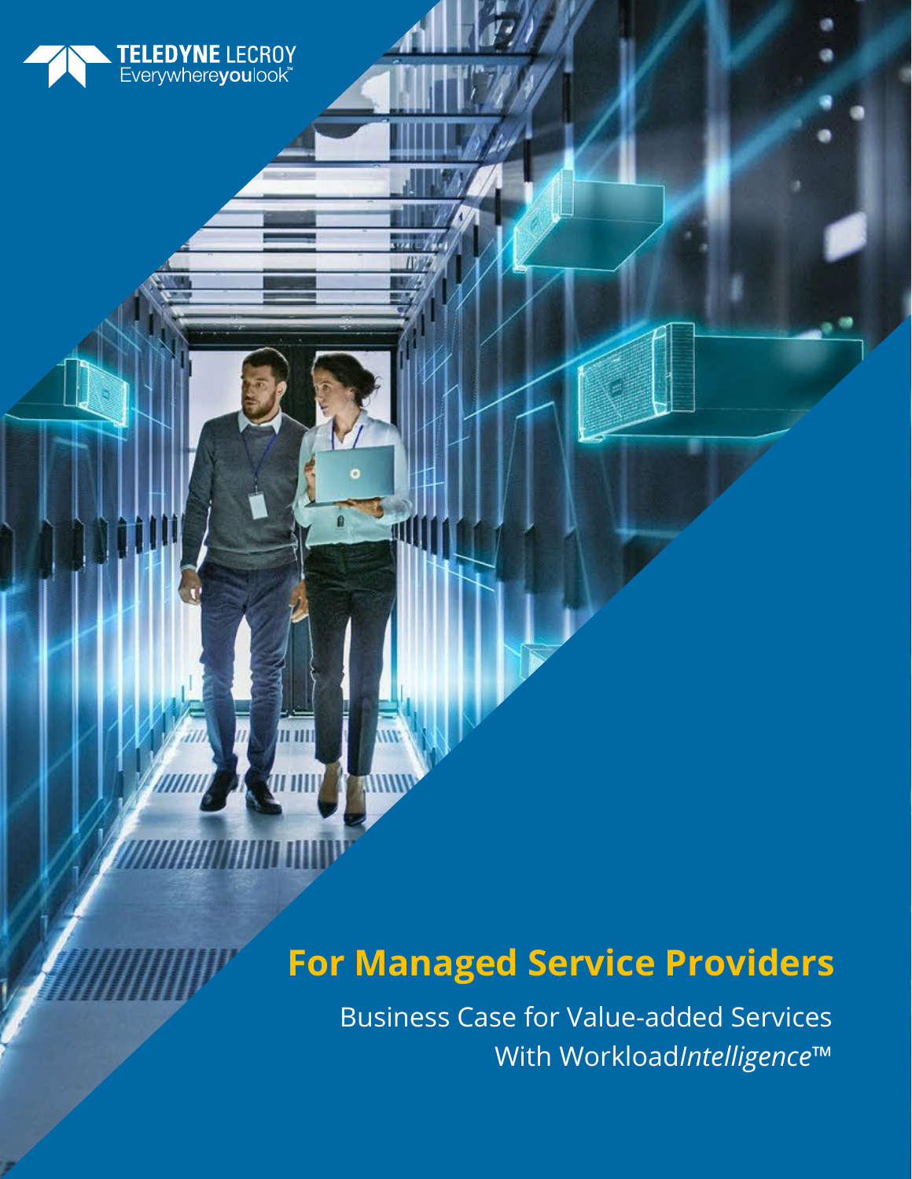TELEDYNE LECROY
Everywhere**you**look™

# For Managed Service Providers

Business Case for Value-added Services With Workload*Intelligence*™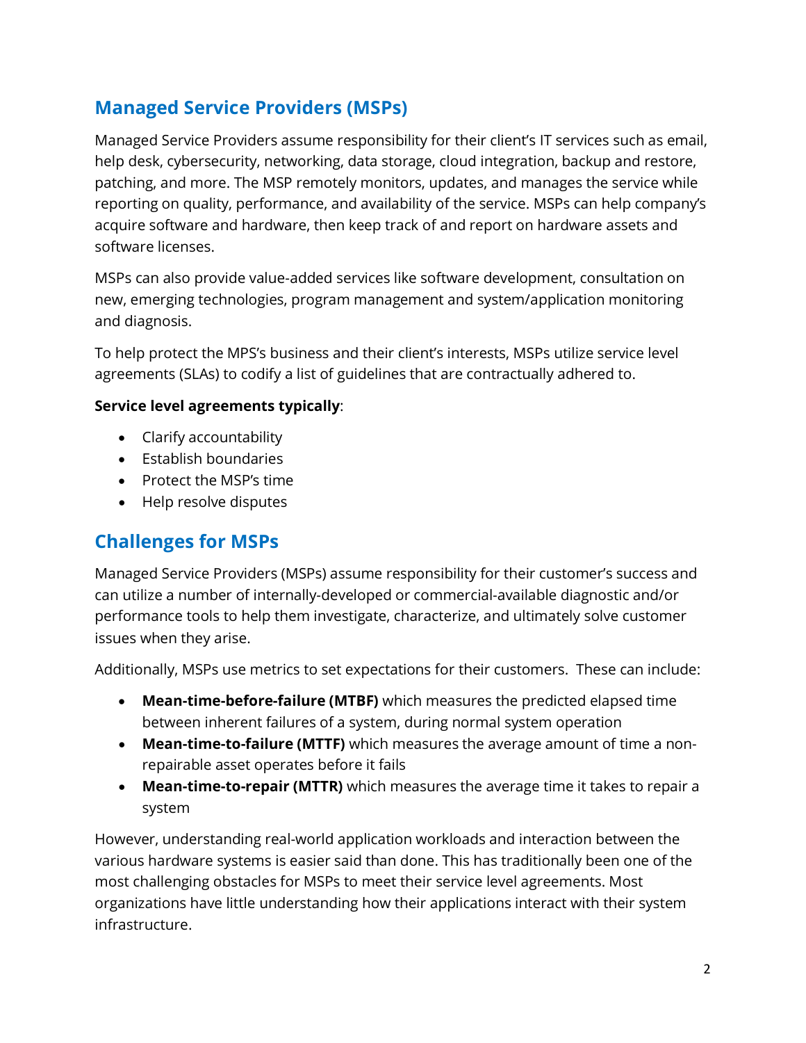## Managed Service Providers (MSPs)

Managed Service Providers assume responsibility for their client's IT services such as email, help desk, cybersecurity, networking, data storage, cloud integration, backup and restore, patching, and more. The MSP remotely monitors, updates, and manages the service while reporting on quality, performance, and availability of the service. MSPs can help company's acquire software and hardware, then keep track of and report on hardware assets and software licenses.

MSPs can also provide value-added services like software development, consultation on new, emerging technologies, program management and system/application monitoring and diagnosis.

To help protect the MPS's business and their client's interests, MSPs utilize service level agreements (SLAs) to codify a list of guidelines that are contractually adhered to.

**Service level agreements typically**:

- Clarify accountability
- Establish boundaries
- Protect the MSP's time
- Help resolve disputes

## Challenges for MSPs

Managed Service Providers (MSPs) assume responsibility for their customer's success and can utilize a number of internally-developed or commercial-available diagnostic and/or performance tools to help them investigate, characterize, and ultimately solve customer issues when they arise.

Additionally, MSPs use metrics to set expectations for their customers. These can include:

- **Mean-time-before-failure (MTBF)** which measures the predicted elapsed time between inherent failures of a system, during normal system operation
- **Mean-time-to-failure (MTTF)** which measures the average amount of time a non-repairable asset operates before it fails
- **Mean-time-to-repair (MTTR)** which measures the average time it takes to repair a system

However, understanding real-world application workloads and interaction between the various hardware systems is easier said than done. This has traditionally been one of the most challenging obstacles for MSPs to meet their service level agreements. Most organizations have little understanding how their applications interact with their system infrastructure.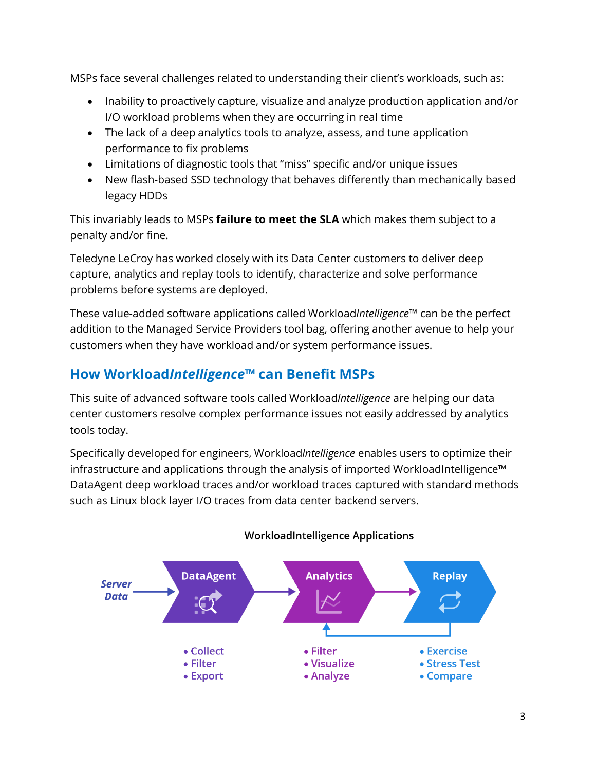MSPs face several challenges related to understanding their client's workloads, such as:

- Inability to proactively capture, visualize and analyze production application and/or I/O workload problems when they are occurring in real time
- The lack of a deep analytics tools to analyze, assess, and tune application performance to fix problems
- Limitations of diagnostic tools that "miss" specific and/or unique issues
- New flash-based SSD technology that behaves differently than mechanically based legacy HDDs

This invariably leads to MSPs **failure to meet the SLA** which makes them subject to a penalty and/or fine.

Teledyne LeCroy has worked closely with its Data Center customers to deliver deep capture, analytics and replay tools to identify, characterize and solve performance problems before systems are deployed.

These value-added software applications called Workload*Intelligence*™ can be the perfect addition to the Managed Service Providers tool bag, offering another avenue to help your customers when they have workload and/or system performance issues.

## How Workload*Intelligence*™ can Benefit MSPs

This suite of advanced software tools called Workload*Intelligence* are helping our data center customers resolve complex performance issues not easily addressed by analytics tools today.

Specifically developed for engineers, Workload*Intelligence* enables users to optimize their infrastructure and applications through the analysis of imported WorkloadIntelligence™ DataAgent deep workload traces and/or workload traces captured with standard methods such as Linux block layer I/O traces from data center backend servers.

WorkloadIntelligence Applications

*Server Data* → **DataAgent** → **Analytics** → **Replay** (Replay feeds back to Analytics)

- **DataAgent**
  - Collect
  - Filter
  - Export
- **Analytics**
  - Filter
  - Visualize
  - Analyze
- **Replay**
  - Exercise
  - Stress Test
  - Compare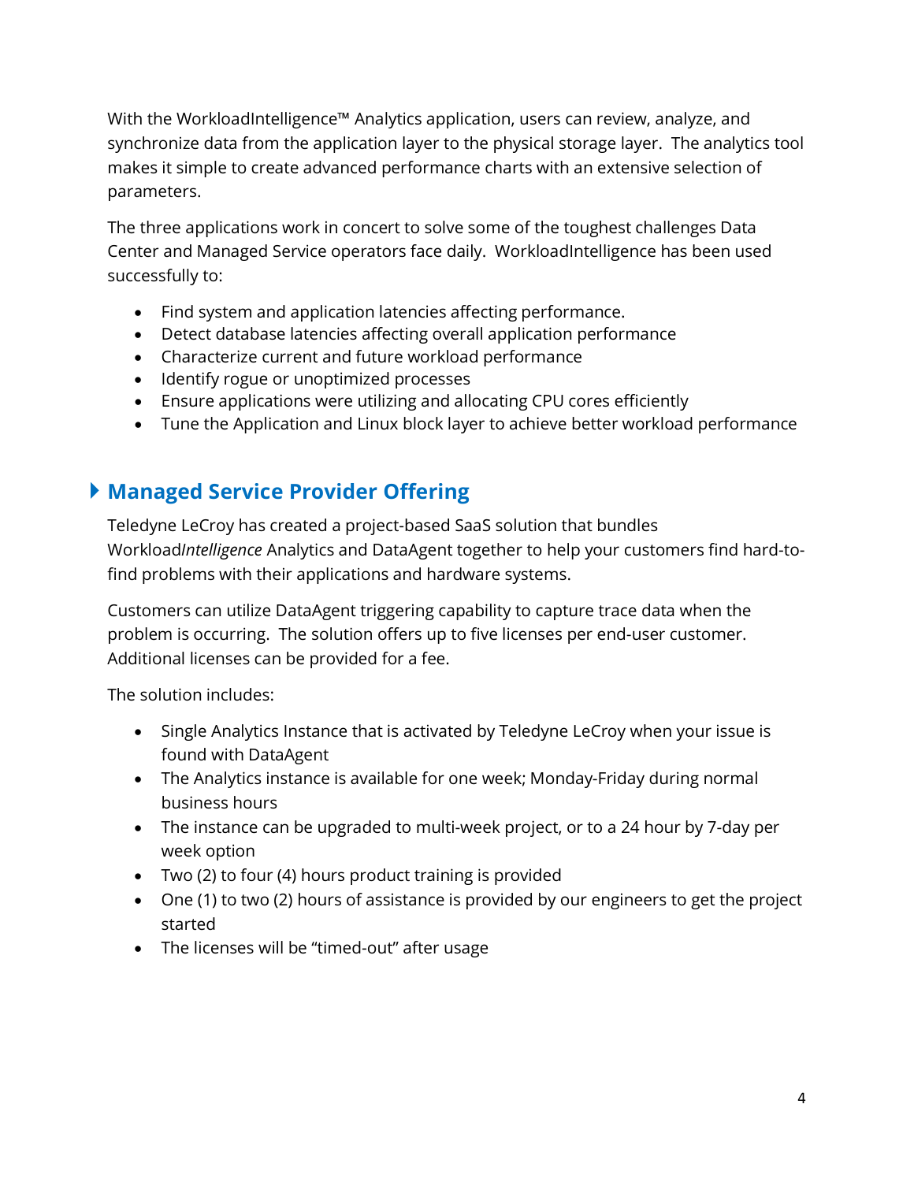With the WorkloadIntelligence™ Analytics application, users can review, analyze, and synchronize data from the application layer to the physical storage layer. The analytics tool makes it simple to create advanced performance charts with an extensive selection of parameters.

The three applications work in concert to solve some of the toughest challenges Data Center and Managed Service operators face daily. WorkloadIntelligence has been used successfully to:

- Find system and application latencies affecting performance.
- Detect database latencies affecting overall application performance
- Characterize current and future workload performance
- Identify rogue or unoptimized processes
- Ensure applications were utilizing and allocating CPU cores efficiently
- Tune the Application and Linux block layer to achieve better workload performance

## Managed Service Provider Offering

Teledyne LeCroy has created a project-based SaaS solution that bundles Workload*Intelligence* Analytics and DataAgent together to help your customers find hard-to-find problems with their applications and hardware systems.

Customers can utilize DataAgent triggering capability to capture trace data when the problem is occurring. The solution offers up to five licenses per end-user customer. Additional licenses can be provided for a fee.

The solution includes:

- Single Analytics Instance that is activated by Teledyne LeCroy when your issue is found with DataAgent
- The Analytics instance is available for one week; Monday-Friday during normal business hours
- The instance can be upgraded to multi-week project, or to a 24 hour by 7-day per week option
- Two (2) to four (4) hours product training is provided
- One (1) to two (2) hours of assistance is provided by our engineers to get the project started
- The licenses will be "timed-out" after usage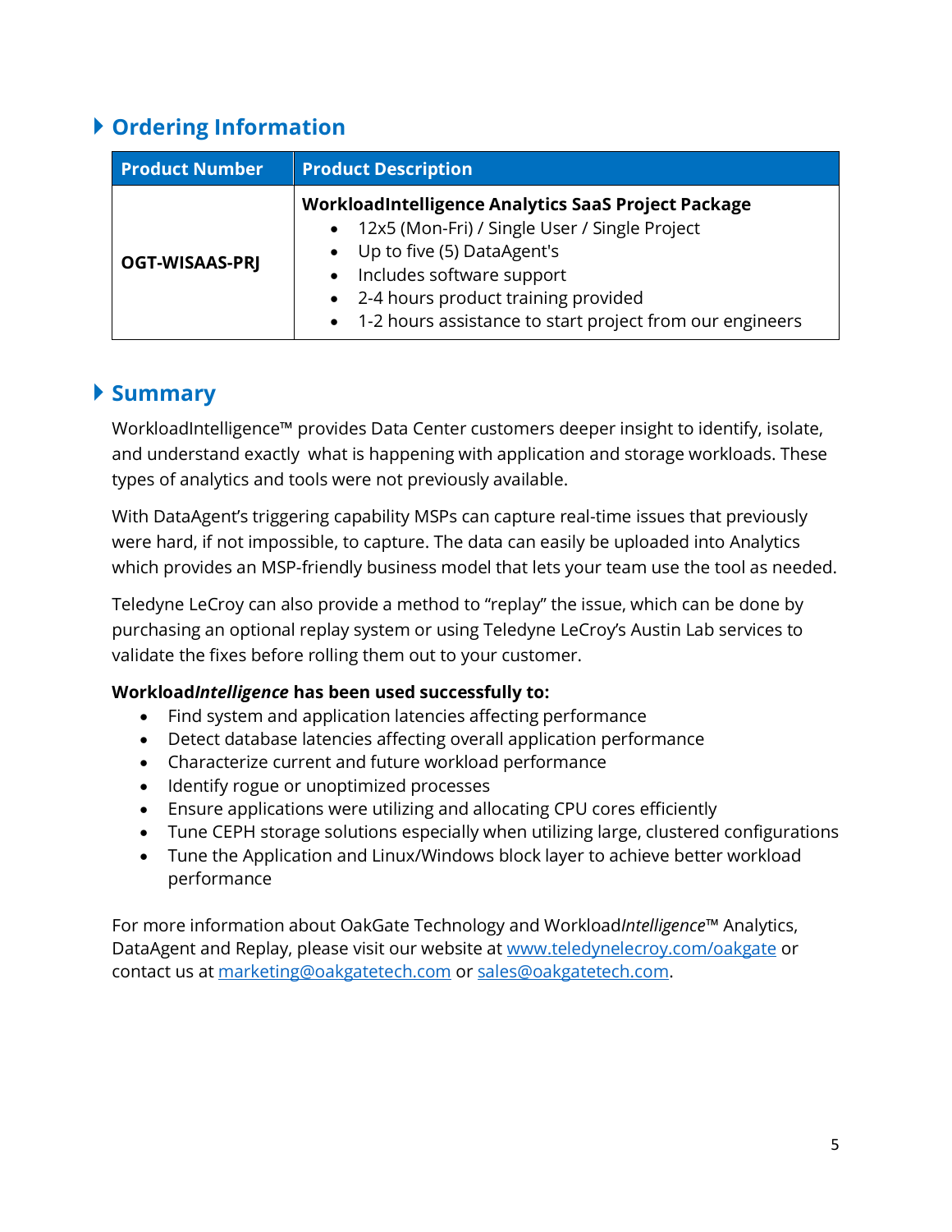## Ordering Information

| Product Number | Product Description |
|---|---|
| **OGT-WISAAS-PRJ** | **WorkloadIntelligence Analytics SaaS Project Package**<br>• 12x5 (Mon-Fri) / Single User / Single Project<br>• Up to five (5) DataAgent's<br>• Includes software support<br>• 2-4 hours product training provided<br>• 1-2 hours assistance to start project from our engineers |

## Summary

WorkloadIntelligence™ provides Data Center customers deeper insight to identify, isolate, and understand exactly what is happening with application and storage workloads. These types of analytics and tools were not previously available.

With DataAgent's triggering capability MSPs can capture real-time issues that previously were hard, if not impossible, to capture. The data can easily be uploaded into Analytics which provides an MSP-friendly business model that lets your team use the tool as needed.

Teledyne LeCroy can also provide a method to "replay" the issue, which can be done by purchasing an optional replay system or using Teledyne LeCroy's Austin Lab services to validate the fixes before rolling them out to your customer.

**Workload*Intelligence* has been used successfully to:**

- Find system and application latencies affecting performance
- Detect database latencies affecting overall application performance
- Characterize current and future workload performance
- Identify rogue or unoptimized processes
- Ensure applications were utilizing and allocating CPU cores efficiently
- Tune CEPH storage solutions especially when utilizing large, clustered configurations
- Tune the Application and Linux/Windows block layer to achieve better workload performance

For more information about OakGate Technology and Workload*Intelligence*™ Analytics, DataAgent and Replay, please visit our website at www.teledynelecroy.com/oakgate or contact us at marketing@oakgatetech.com or sales@oakgatetech.com.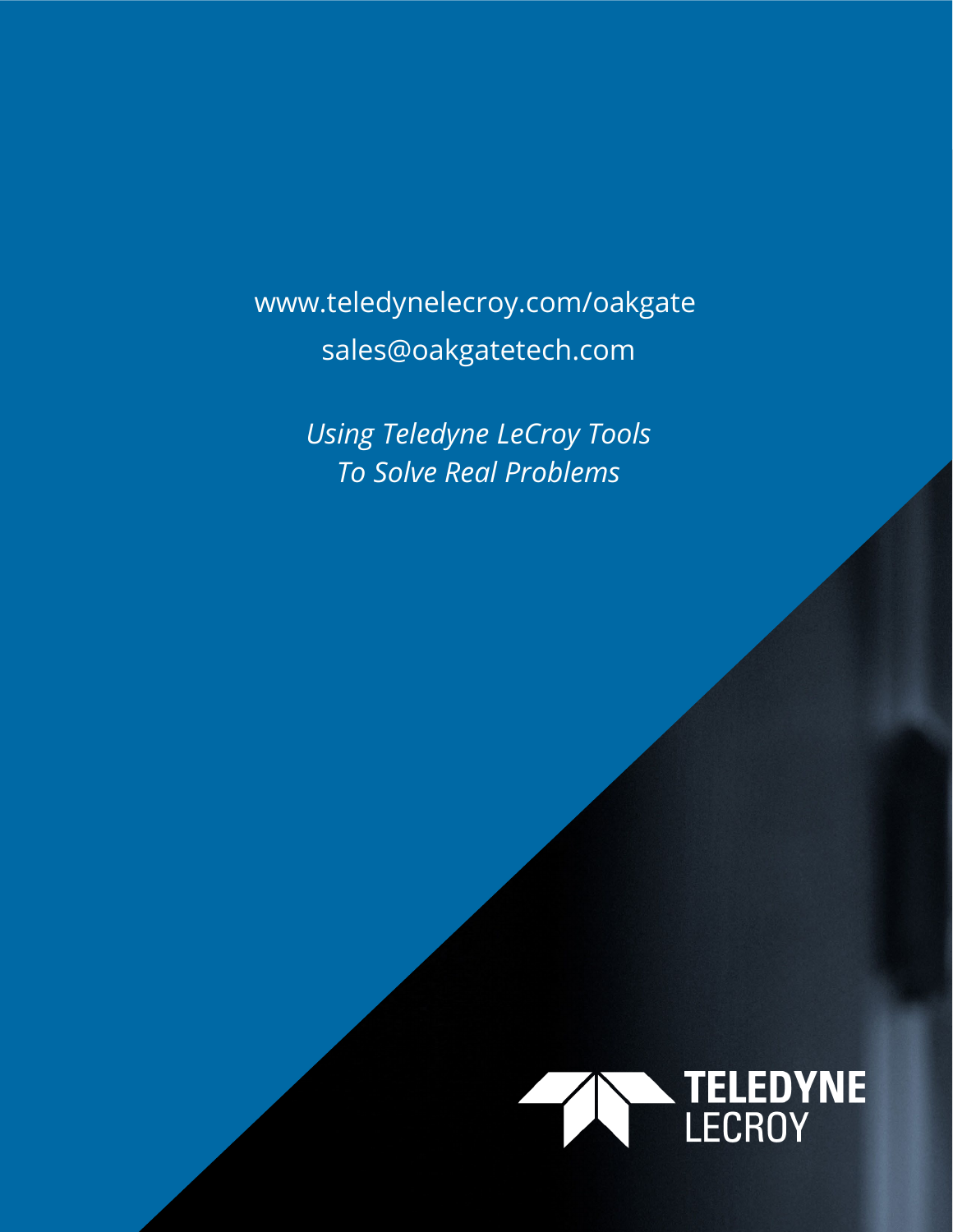www.teledynelecroy.com/oakgate

sales@oakgatetech.com

*Using Teledyne LeCroy Tools*
*To Solve Real Problems*

TELEDYNE
LECROY